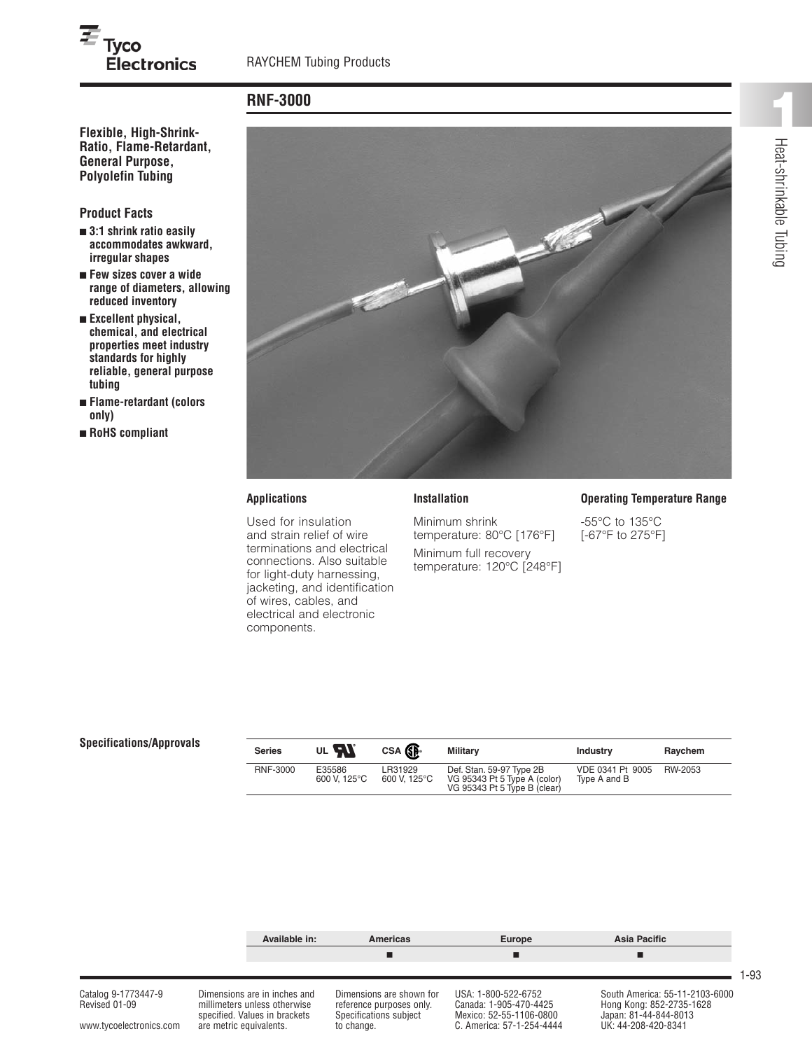# RNF-3000

**Flexible, High-Shrink-Ratio, Flame-Retardant, General Purpose, Polyolefin Tubing**

## Product Facts

- **3:1 shrink ratio easily accommodates awkward, irregular shapes**
- **Few sizes cover a wide range of diameters, allowing reduced inventory**
- **Excellent physical, chemical, and electrical properties meet industry standards for highly reliable, general purpose tubing**
- **Flame-retardant (colors only)**
- **RoHS compliant**

### Applications

Used for insulation and strain relief of wire terminations and electrical connections. Also suitable for light-duty harnessing, jacketing, and identification of wires, cables, and electrical and electronic components.

### Installation

Minimum shrink temperature: 80°C [176°F]

Minimum full recovery temperature: 120°C [248°F]

### Operating Temperature Range

-55°C to 135°C [-67°F to 275°F]

### Specifications/Approvals

| Series | UL | CSA | Military | Industry | Raychem |
|---|---|---|---|---|---|
| RNF-3000 | E35586 600 V, 125°C | LR31929 600 V, 125°C | Def. Stan. 59-97 Type 2B VG 95343 Pt 5 Type A (color) VG 95343 Pt 5 Type B (clear) | VDE 0341 Pt 9005 Type A and B | RW-2053 |

| Available in: | Americas | Europe | Asia Pacific |
|---|---|---|---|
| | ■ | ■ | ■ |

Catalog 9-1773447-9
Revised 01-09

www.tycoelectronics.com

Dimensions are in inches and millimeters unless otherwise specified. Values in brackets are metric equivalents.

Dimensions are shown for reference purposes only. Specifications subject to change.

USA: 1-800-522-6752
Canada: 1-905-470-4425
Mexico: 52-55-1106-0800
C. America: 57-1-254-4444

South America: 55-11-2103-6000
Hong Kong: 852-2735-1628
Japan: 81-44-844-8013
UK: 44-208-420-8341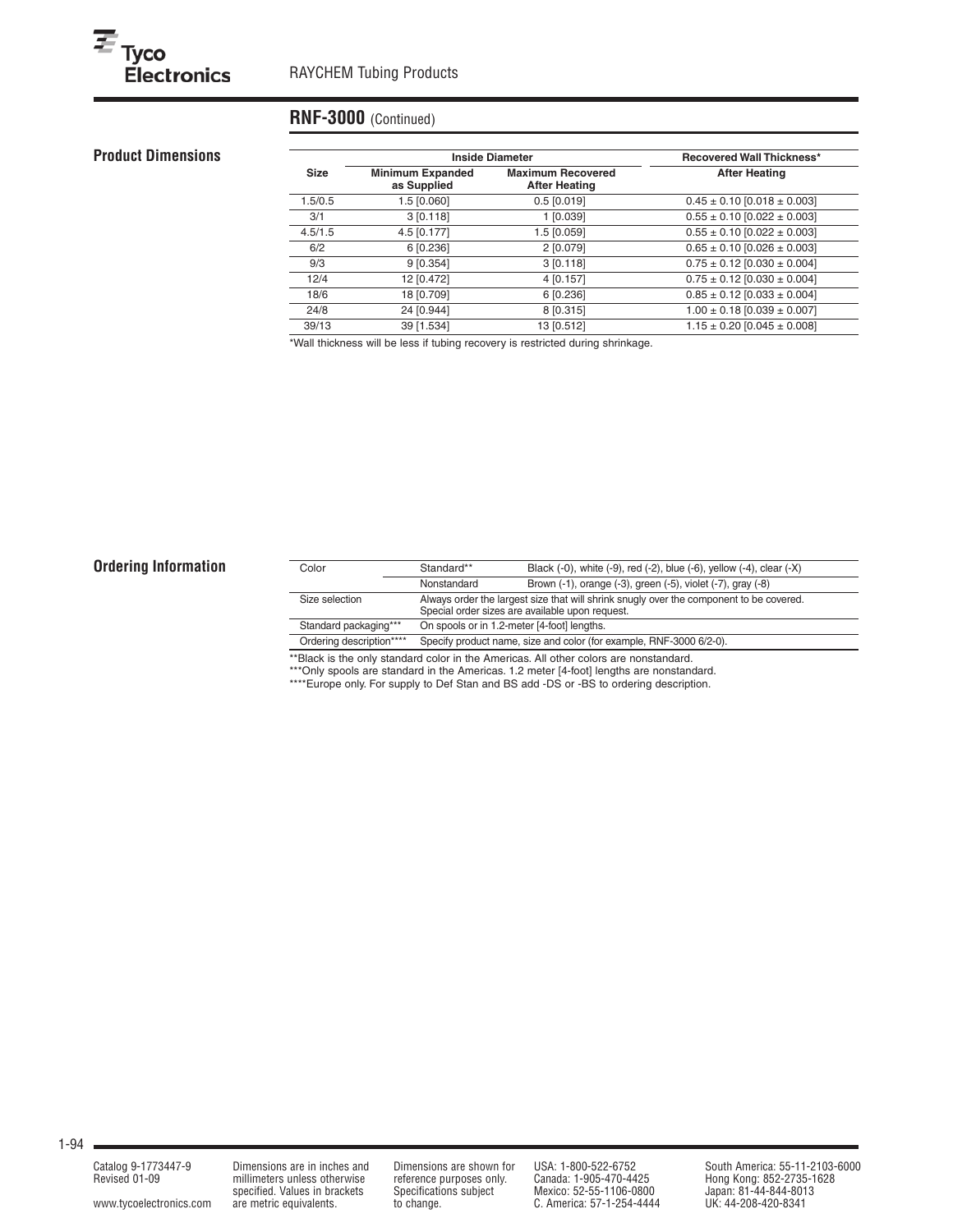## RNF-3000 (Continued)

### Product Dimensions

| Size | Inside Diameter | | Recovered Wall Thickness* |
|---|---|---|---|
| | Minimum Expanded as Supplied | Maximum Recovered After Heating | After Heating |
| 1.5/0.5 | 1.5 [0.060] | 0.5 [0.019] | 0.45 ± 0.10 [0.018 ± 0.003] |
| 3/1 | 3 [0.118] | 1 [0.039] | 0.55 ± 0.10 [0.022 ± 0.003] |
| 4.5/1.5 | 4.5 [0.177] | 1.5 [0.059] | 0.55 ± 0.10 [0.022 ± 0.003] |
| 6/2 | 6 [0.236] | 2 [0.079] | 0.65 ± 0.10 [0.026 ± 0.003] |
| 9/3 | 9 [0.354] | 3 [0.118] | 0.75 ± 0.12 [0.030 ± 0.004] |
| 12/4 | 12 [0.472] | 4 [0.157] | 0.75 ± 0.12 [0.030 ± 0.004] |
| 18/6 | 18 [0.709] | 6 [0.236] | 0.85 ± 0.12 [0.033 ± 0.004] |
| 24/8 | 24 [0.944] | 8 [0.315] | 1.00 ± 0.18 [0.039 ± 0.007] |
| 39/13 | 39 [1.534] | 13 [0.512] | 1.15 ± 0.20 [0.045 ± 0.008] |

*Wall thickness will be less if tubing recovery is restricted during shrinkage.

### Ordering Information

| | | |
|---|---|---|
| Color | Standard** | Black (-0), white (-9), red (-2), blue (-6), yellow (-4), clear (-X) |
| | Nonstandard | Brown (-1), orange (-3), green (-5), violet (-7), gray (-8) |
| Size selection | Always order the largest size that will shrink snugly over the component to be covered. Special order sizes are available upon request. | |
| Standard packaging*** | On spools or in 1.2-meter [4-foot] lengths. | |
| Ordering description**** | Specify product name, size and color (for example, RNF-3000 6/2-0). | |

**Black is the only standard color in the Americas. All other colors are nonstandard.
***Only spools are standard in the Americas. 1.2 meter [4-foot] lengths are nonstandard.
****Europe only. For supply to Def Stan and BS add -DS or -BS to ordering description.